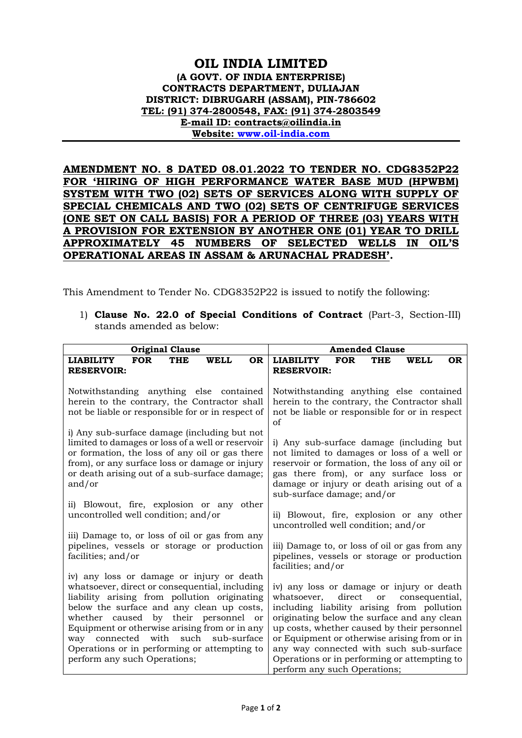# OIL INDIA LIMITED

**(A GOVT. OF INDIA ENTERPRISE)**
**CONTRACTS DEPARTMENT, DULIAJAN**
**DISTRICT: DIBRUGARH (ASSAM), PIN-786602**
**TEL: (91) 374-2800548, FAX: (91) 374-2803549**
**E-mail ID: contracts@oilindia.in**
**Website: www.oil-india.com**

**AMENDMENT NO. 8 DATED 08.01.2022 TO TENDER NO. CDG8352P22 FOR 'HIRING OF HIGH PERFORMANCE WATER BASE MUD (HPWBM) SYSTEM WITH TWO (02) SETS OF SERVICES ALONG WITH SUPPLY OF SPECIAL CHEMICALS AND TWO (02) SETS OF CENTRIFUGE SERVICES (ONE SET ON CALL BASIS) FOR A PERIOD OF THREE (03) YEARS WITH A PROVISION FOR EXTENSION BY ANOTHER ONE (01) YEAR TO DRILL APPROXIMATELY 45 NUMBERS OF SELECTED WELLS IN OIL'S OPERATIONAL AREAS IN ASSAM & ARUNACHAL PRADESH'.**

This Amendment to Tender No. CDG8352P22 is issued to notify the following:

1) **Clause No. 22.0 of Special Conditions of Contract** (Part-3, Section-III) stands amended as below:

| Original Clause | Amended Clause |
|---|---|
| **LIABILITY FOR THE WELL OR RESERVOIR:**<br><br>Notwithstanding anything else contained herein to the contrary, the Contractor shall not be liable or responsible for or in respect of<br><br>i) Any sub-surface damage (including but not limited to damages or loss of a well or reservoir or formation, the loss of any oil or gas there from), or any surface loss or damage or injury or death arising out of a sub-surface damage; and/or<br><br>ii) Blowout, fire, explosion or any other uncontrolled well condition; and/or<br><br>iii) Damage to, or loss of oil or gas from any pipelines, vessels or storage or production facilities; and/or<br><br>iv) any loss or damage or injury or death whatsoever, direct or consequential, including liability arising from pollution originating below the surface and any clean up costs, whether caused by their personnel or Equipment or otherwise arising from or in any way connected with such sub-surface Operations or in performing or attempting to perform any such Operations; | **LIABILITY FOR THE WELL OR RESERVOIR:**<br><br>Notwithstanding anything else contained herein to the contrary, the Contractor shall not be liable or responsible for or in respect of<br><br>i) Any sub-surface damage (including but not limited to damages or loss of a well or reservoir or formation, the loss of any oil or gas there from), or any surface loss or damage or injury or death arising out of a sub-surface damage; and/or<br><br>ii) Blowout, fire, explosion or any other uncontrolled well condition; and/or<br><br>iii) Damage to, or loss of oil or gas from any pipelines, vessels or storage or production facilities; and/or<br><br>iv) any loss or damage or injury or death whatsoever, direct or consequential, including liability arising from pollution originating below the surface and any clean up costs, whether caused by their personnel or Equipment or otherwise arising from or in any way connected with such sub-surface Operations or in performing or attempting to perform any such Operations; |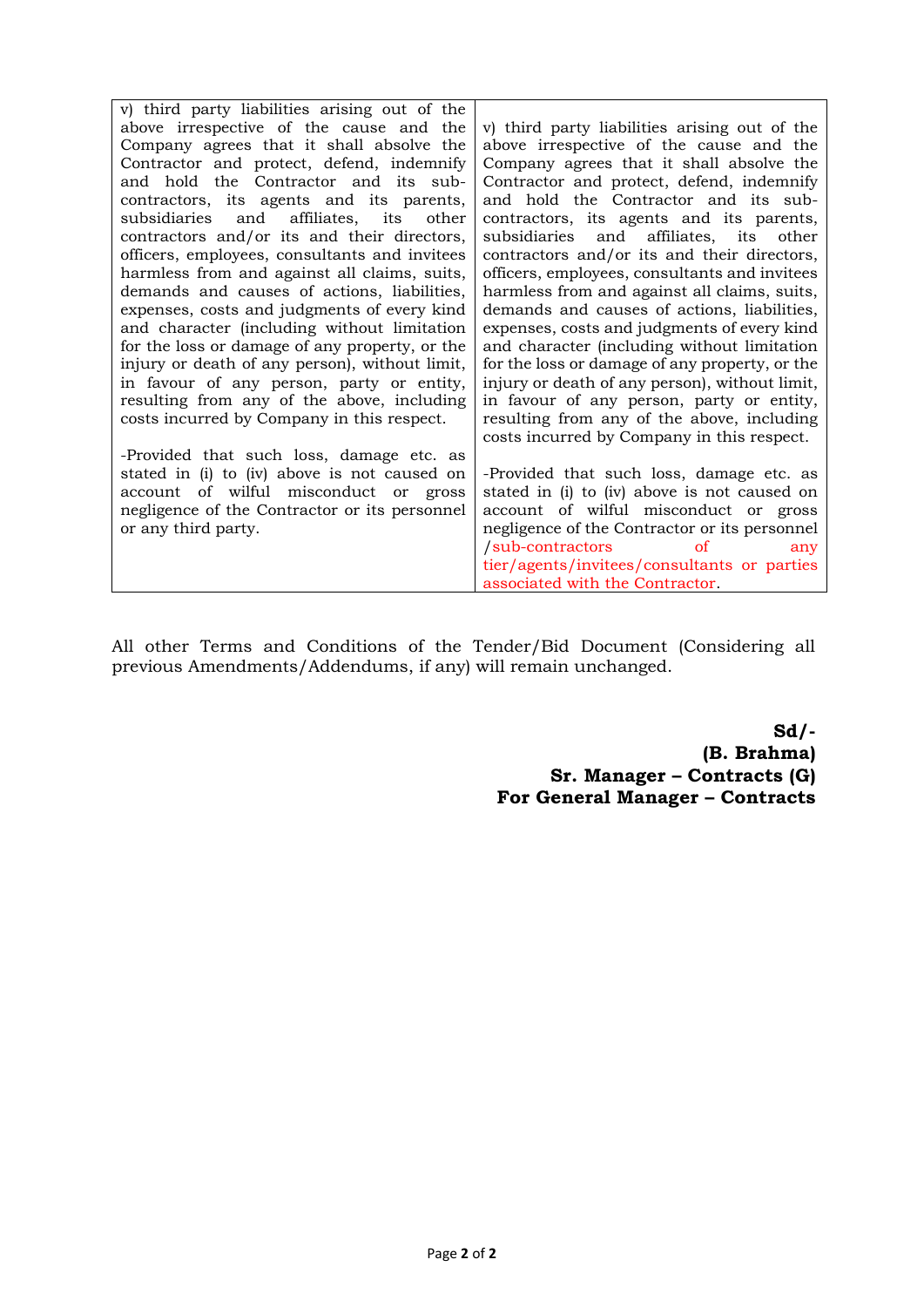| | |
|---|---|
| v) third party liabilities arising out of the above irrespective of the cause and the Company agrees that it shall absolve the Contractor and protect, defend, indemnify and hold the Contractor and its sub-contractors, its agents and its parents, subsidiaries and affiliates, its other contractors and/or its and their directors, officers, employees, consultants and invitees harmless from and against all claims, suits, demands and causes of actions, liabilities, expenses, costs and judgments of every kind and character (including without limitation for the loss or damage of any property, or the injury or death of any person), without limit, in favour of any person, party or entity, resulting from any of the above, including costs incurred by Company in this respect.<br><br>-Provided that such loss, damage etc. as stated in (i) to (iv) above is not caused on account of wilful misconduct or gross negligence of the Contractor or its personnel or any third party. | v) third party liabilities arising out of the above irrespective of the cause and the Company agrees that it shall absolve the Contractor and protect, defend, indemnify and hold the Contractor and its sub-contractors, its agents and its parents, subsidiaries and affiliates, its other contractors and/or its and their directors, officers, employees, consultants and invitees harmless from and against all claims, suits, demands and causes of actions, liabilities, expenses, costs and judgments of every kind and character (including without limitation for the loss or damage of any property, or the injury or death of any person), without limit, in favour of any person, party or entity, resulting from any of the above, including costs incurred by Company in this respect.<br><br>-Provided that such loss, damage etc. as stated in (i) to (iv) above is not caused on account of wilful misconduct or gross negligence of the Contractor or its personnel /sub-contractors of any tier/agents/invitees/consultants or parties associated with the Contractor. |

All other Terms and Conditions of the Tender/Bid Document (Considering all previous Amendments/Addendums, if any) will remain unchanged.

**Sd/-**
**(B. Brahma)**
**Sr. Manager – Contracts (G)**
**For General Manager – Contracts**